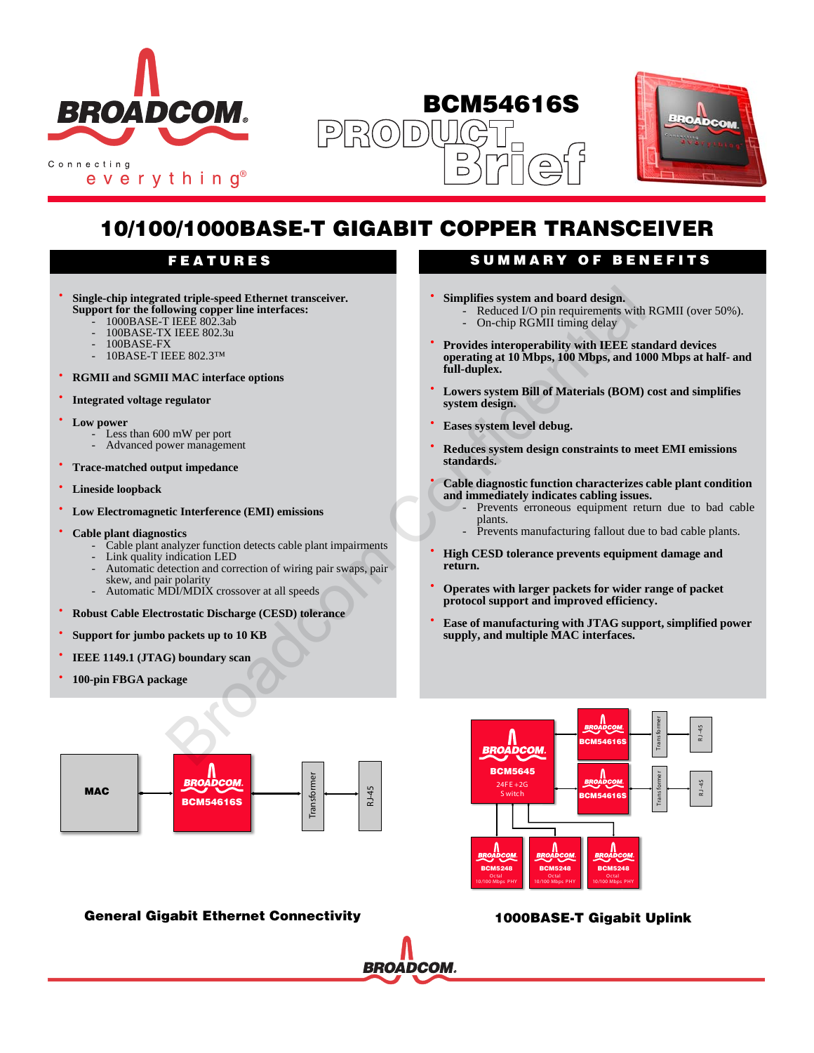# BCM54616S PRODUCT Brief

## 10/100/1000BASE-T GIGABIT COPPER TRANSCEIVER

### FEATURES

- **Single-chip integrated triple-speed Ethernet transceiver. Support for the following copper line interfaces:**
  - 1000BASE-T IEEE 802.3ab
  - 100BASE-TX IEEE 802.3u
  - 100BASE-FX
  - 10BASE-T IEEE 802.3™
- **RGMII and SGMII MAC interface options**
- **Integrated voltage regulator**
- **Low power**
  - Less than 600 mW per port
  - Advanced power management
- **Trace-matched output impedance**
- **Lineside loopback**
- **Low Electromagnetic Interference (EMI) emissions**
- **Cable plant diagnostics**
  - Cable plant analyzer function detects cable plant impairments
  - Link quality indication LED
  - Automatic detection and correction of wiring pair swaps, pair skew, and pair polarity
  - Automatic MDI/MDIX crossover at all speeds
- **Robust Cable Electrostatic Discharge (CESD) tolerance**
- **Support for jumbo packets up to 10 KB**
- **IEEE 1149.1 (JTAG) boundary scan**
- **100-pin FBGA package**

### SUMMARY OF BENEFITS

- **Simplifies system and board design.**
  - Reduced I/O pin requirements with RGMII (over 50%).
  - On-chip RGMII timing delay
- **Provides interoperability with IEEE standard devices operating at 10 Mbps, 100 Mbps, and 1000 Mbps at half- and full-duplex.**
- **Lowers system Bill of Materials (BOM) cost and simplifies system design.**
- **Eases system level debug.**
- **Reduces system design constraints to meet EMI emissions standards.**
- **Cable diagnostic function characterizes cable plant condition and immediately indicates cabling issues.**
  - Prevents erroneous equipment return due to bad cable plants.
  - Prevents manufacturing fallout due to bad cable plants.
- **High CESD tolerance prevents equipment damage and return.**
- **Operates with larger packets for wider range of packet protocol support and improved efficiency.**
- **Ease of manufacturing with JTAG support, simplified power supply, and multiple MAC interfaces.**

MAC → BCM54616S → Transformer → RJ-45

**General Gigabit Ethernet Connectivity**

BCM5645 24FE+2G Switch → BCM54616S (×2) → Transformer → RJ-45; BCM5248 Octal 10/100 Mbps PHY (×3)

**1000BASE-T Gigabit Uplink**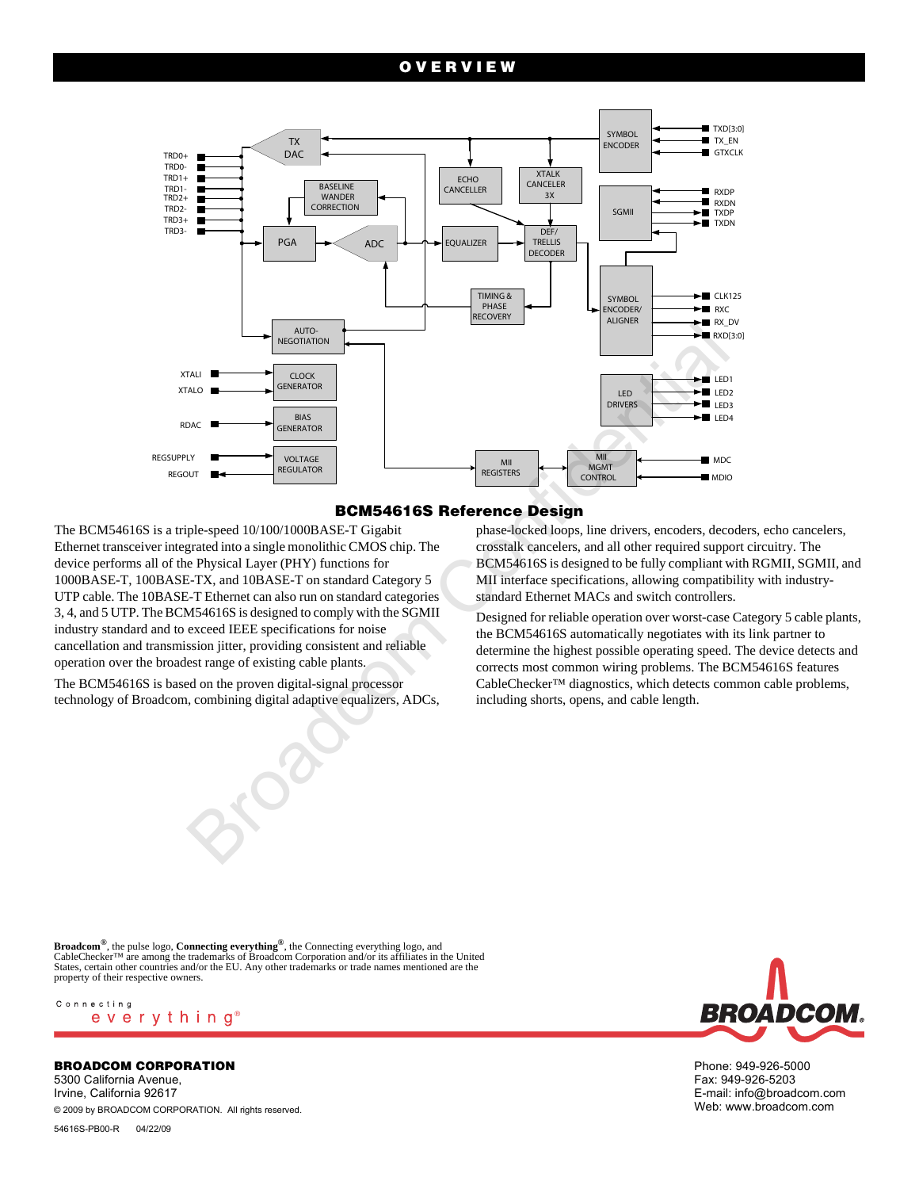# OVERVIEW

TX DAC
BASELINE WANDER CORRECTION
ECHO CANCELLER
XTALK CANCELLER 3X
SYMBOL ENCODER
TXD[3:0]
TX_EN
GTXCLK
SGMII
RXDP
RXDN
TXDP
TXDN
TRD0+
TRD0-
TRD1+
TRD1-
TRD2+
TRD2-
TRD3+
TRD3-
PGA
ADC
EQUALIZER
DEF/ TRELLIS DECODER
TIMING & PHASE RECOVERY
SYMBOL ENCODER/ ALIGNER
CLK125
RXC
RX_DV
RXD[3:0]
AUTO-NEGOTIATION
XTALI
XTALO
CLOCK GENERATOR
RDAC
BIAS GENERATOR
LED DRIVERS
LED1
LED2
LED3
LED4
REGSUPPLY
REGOUT
VOLTAGE REGULATOR
MII REGISTERS
MII MGMT CONTROL
MDC
MDIO

## BCM54616S Reference Design

The BCM54616S is a triple-speed 10/100/1000BASE-T Gigabit Ethernet transceiver integrated into a single monolithic CMOS chip. The device performs all of the Physical Layer (PHY) functions for 1000BASE-T, 100BASE-TX, and 10BASE-T on standard Category 5 UTP cable. The 10BASE-T Ethernet can also run on standard categories 3, 4, and 5 UTP. The BCM54616S is designed to comply with the SGMII industry standard and to exceed IEEE specifications for noise cancellation and transmission jitter, providing consistent and reliable operation over the broadest range of existing cable plants.

The BCM54616S is based on the proven digital-signal processor technology of Broadcom, combining digital adaptive equalizers, ADCs, phase-locked loops, line drivers, encoders, decoders, echo cancelers, crosstalk cancelers, and all other required support circuitry. The BCM54616S is designed to be fully compliant with RGMII, SGMII, and MII interface specifications, allowing compatibility with industry-standard Ethernet MACs and switch controllers.

Designed for reliable operation over worst-case Category 5 cable plants, the BCM54616S automatically negotiates with its link partner to determine the highest possible operating speed. The device detects and corrects most common wiring problems. The BCM54616S features CableChecker™ diagnostics, which detects common cable problems, including shorts, opens, and cable length.

**Broadcom®**, the pulse logo, **Connecting everything®**, the Connecting everything logo, and CableChecker™ are among the trademarks of Broadcom Corporation and/or its affiliates in the United States, certain other countries and/or the EU. Any other trademarks or trade names mentioned are the property of their respective owners.

Connecting everything®

BROADCOM®

**BROADCOM CORPORATION**
5300 California Avenue,
Irvine, California 92617
© 2009 by BROADCOM CORPORATION. All rights reserved.

Phone: 949-926-5000
Fax: 949-926-5203
E-mail: info@broadcom.com
Web: www.broadcom.com

54616S-PB00-R 04/22/09